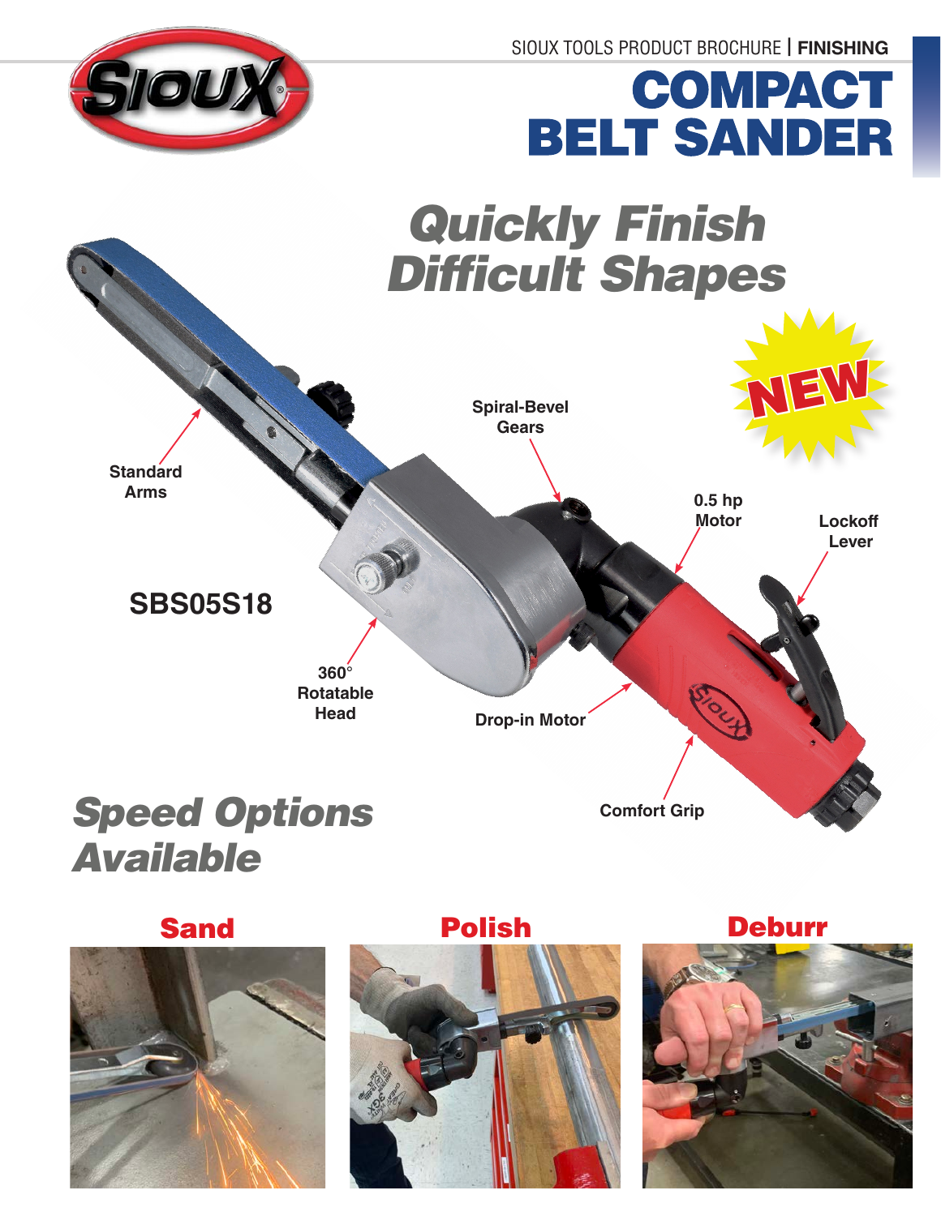SIOUX TOOLS PRODUCT BROCHURE | **FINISHING**

# COMPACT BELT SANDER

## *Quickly Finish Difficult Shapes*

**NEW**

**SBS05S18**

- Standard Arms
- Spiral-Bevel Gears
- 0.5 hp Motor
- Lockoff Lever
- 360° Rotatable Head
- Drop-in Motor
- Comfort Grip

## *Speed Options Available*

### Sand

### Polish

### Deburr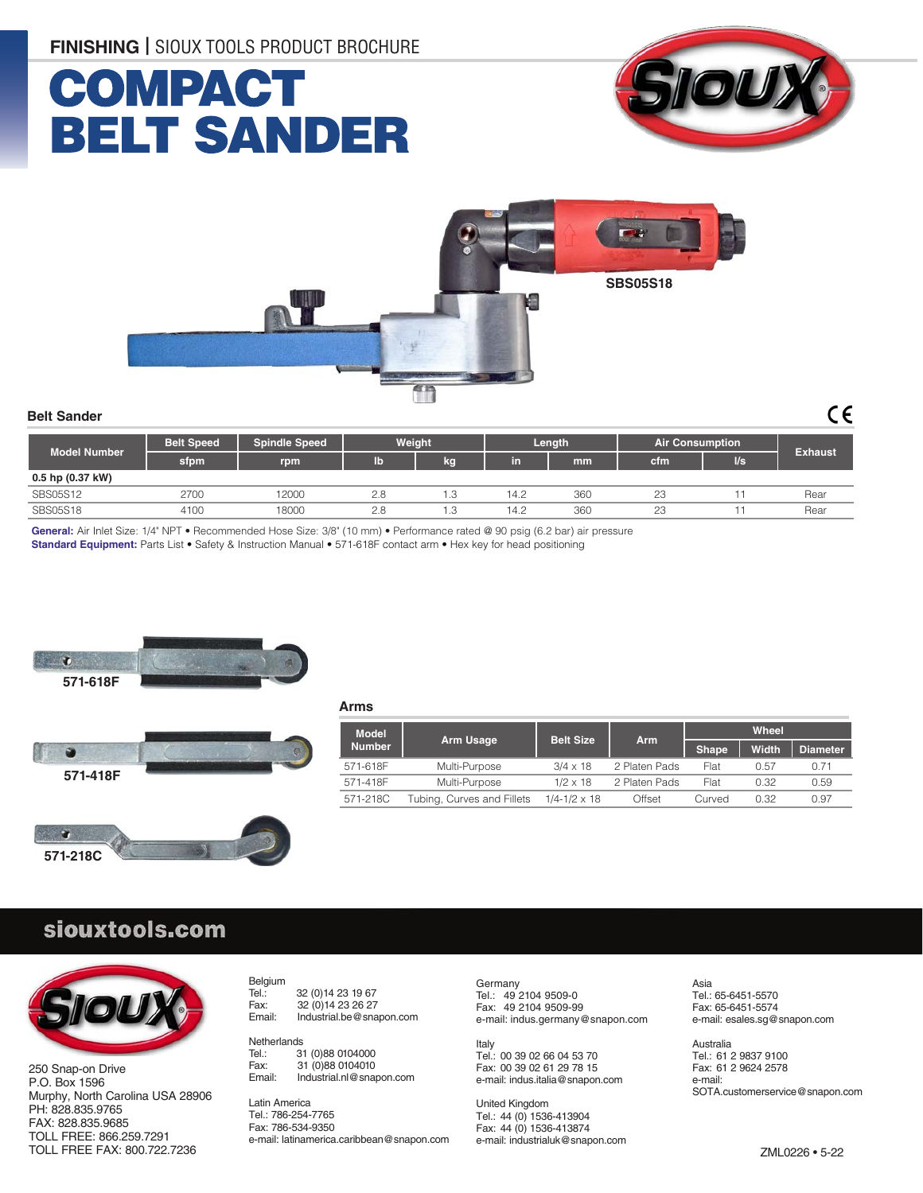**FINISHING** | SIOUX TOOLS PRODUCT BROCHURE

# COMPACT BELT SANDER

SBS05S18

### Belt Sander

| Model Number | Belt Speed | Spindle Speed | Weight | | Length | | Air Consumption | | Exhaust |
|---|---|---|---|---|---|---|---|---|---|
| | sfpm | rpm | lb | kg | in | mm | cfm | l/s | |
| **0.5 hp (0.37 kW)** | | | | | | | | | |
| SBS05S12 | 2700 | 12000 | 2.8 | 1.3 | 14.2 | 360 | 23 | 11 | Rear |
| SBS05S18 | 4100 | 18000 | 2.8 | 1.3 | 14.2 | 360 | 23 | 11 | Rear |

**General:** Air Inlet Size: 1/4" NPT • Recommended Hose Size: 3/8" (10 mm) • Performance rated @ 90 psig (6.2 bar) air pressure
**Standard Equipment:** Parts List • Safety & Instruction Manual • 571-618F contact arm • Hex key for head positioning

571-618F

571-418F

571-218C

### Arms

| Model Number | Arm Usage | Belt Size | Arm | Wheel | | |
|---|---|---|---|---|---|---|
| | | | | Shape | Width | Diameter |
| 571-618F | Multi-Purpose | 3/4 x 18 | 2 Platen Pads | Flat | 0.57 | 0.71 |
| 571-418F | Multi-Purpose | 1/2 x 18 | 2 Platen Pads | Flat | 0.32 | 0.59 |
| 571-218C | Tubing, Curves and Fillets | 1/4-1/2 x 18 | Offset | Curved | 0.32 | 0.97 |

**siouxtools.com**

250 Snap-on Drive
P.O. Box 1596
Murphy, North Carolina USA 28906
PH: 828.835.9765
FAX: 828.835.9685
TOLL FREE: 866.259.7291
TOLL FREE FAX: 800.722.7236

Belgium
Tel.: 32 (0)14 23 19 67
Fax: 32 (0)14 23 26 27
Email: Industrial.be@snapon.com

Netherlands
Tel.: 31 (0)88 0104000
Fax: 31 (0)88 0104010
Email: Industrial.nl@snapon.com

Latin America
Tel.: 786-254-7765
Fax: 786-534-9350
e-mail: latinamerica.caribbean@snapon.com

Germany
Tel.: 49 2104 9509-0
Fax: 49 2104 9509-99
e-mail: indus.germany@snapon.com

Italy
Tel.: 00 39 02 66 04 53 70
Fax: 00 39 02 61 29 78 15
e-mail: indus.italia@snapon.com

United Kingdom
Tel.: 44 (0) 1536-413904
Fax: 44 (0) 1536-413874
e-mail: industrialuk@snapon.com

Asia
Tel.: 65-6451-5570
Fax: 65-6451-5574
e-mail: esales.sg@snapon.com

Australia
Tel.: 61 2 9837 9100
Fax: 61 2 9624 2578
e-mail:
SOTA.customerservice@snapon.com

ZML0226 • 5-22